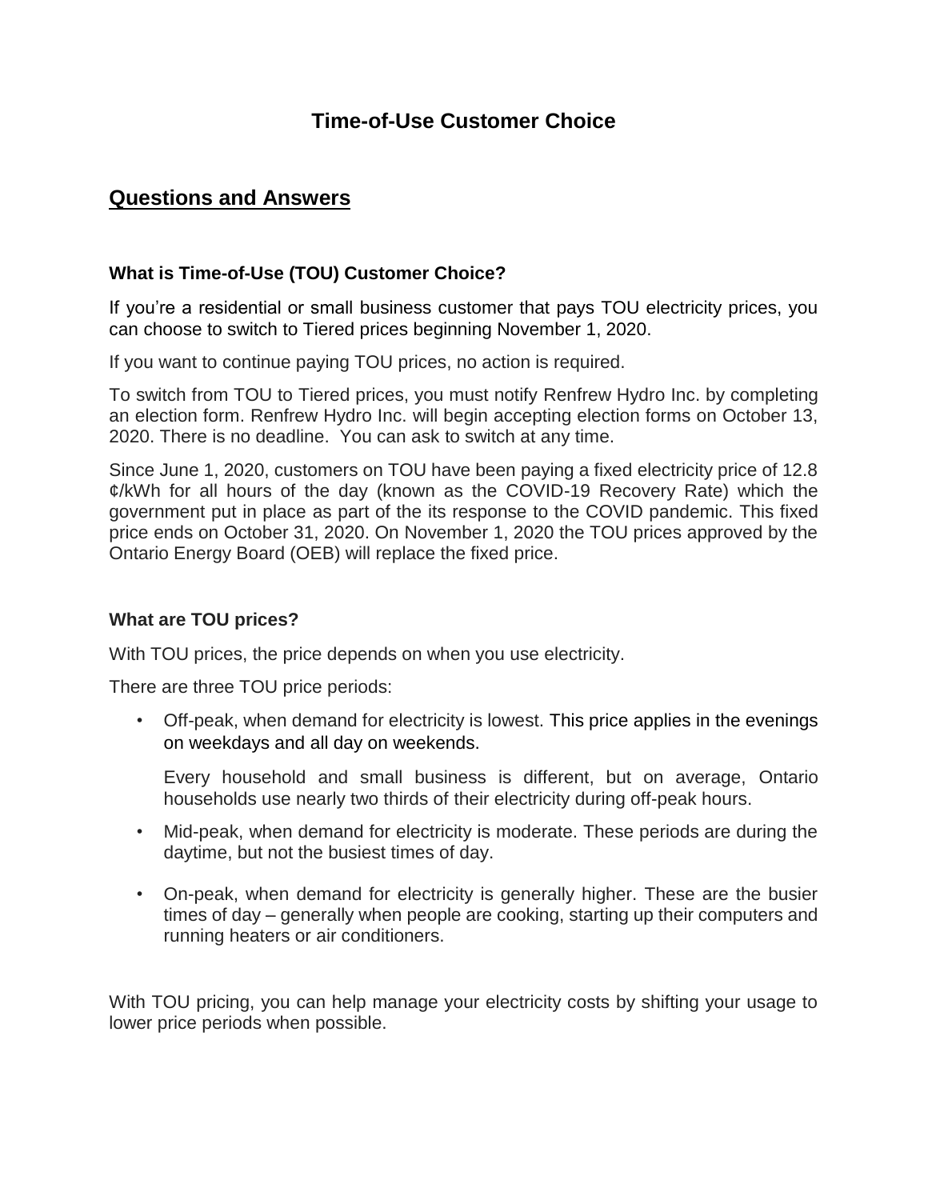# Time-of-Use Customer Choice

## Questions and Answers

### What is Time-of-Use (TOU) Customer Choice?

If you're a residential or small business customer that pays TOU electricity prices, you can choose to switch to Tiered prices beginning November 1, 2020.

If you want to continue paying TOU prices, no action is required.

To switch from TOU to Tiered prices, you must notify Renfrew Hydro Inc. by completing an election form. Renfrew Hydro Inc. will begin accepting election forms on October 13, 2020. There is no deadline. You can ask to switch at any time.

Since June 1, 2020, customers on TOU have been paying a fixed electricity price of 12.8 ¢/kWh for all hours of the day (known as the COVID-19 Recovery Rate) which the government put in place as part of the its response to the COVID pandemic. This fixed price ends on October 31, 2020. On November 1, 2020 the TOU prices approved by the Ontario Energy Board (OEB) will replace the fixed price.

### What are TOU prices?

With TOU prices, the price depends on when you use electricity.

There are three TOU price periods:

- Off-peak, when demand for electricity is lowest. This price applies in the evenings on weekdays and all day on weekends.

  Every household and small business is different, but on average, Ontario households use nearly two thirds of their electricity during off-peak hours.

- Mid-peak, when demand for electricity is moderate. These periods are during the daytime, but not the busiest times of day.

- On-peak, when demand for electricity is generally higher. These are the busier times of day – generally when people are cooking, starting up their computers and running heaters or air conditioners.

With TOU pricing, you can help manage your electricity costs by shifting your usage to lower price periods when possible.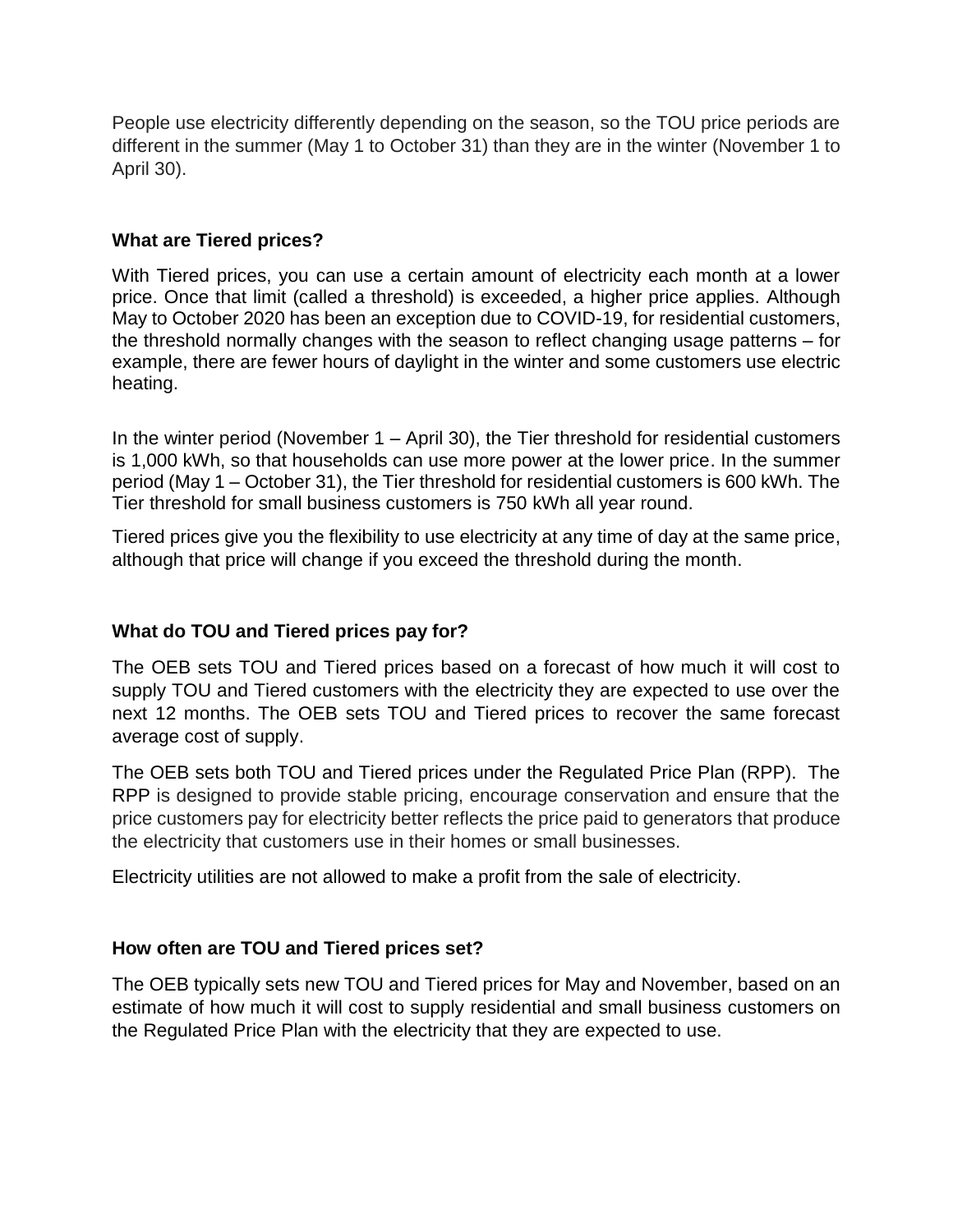People use electricity differently depending on the season, so the TOU price periods are different in the summer (May 1 to October 31) than they are in the winter (November 1 to April 30).

### What are Tiered prices?

With Tiered prices, you can use a certain amount of electricity each month at a lower price. Once that limit (called a threshold) is exceeded, a higher price applies. Although May to October 2020 has been an exception due to COVID-19, for residential customers, the threshold normally changes with the season to reflect changing usage patterns – for example, there are fewer hours of daylight in the winter and some customers use electric heating.

In the winter period (November 1 – April 30), the Tier threshold for residential customers is 1,000 kWh, so that households can use more power at the lower price. In the summer period (May 1 – October 31), the Tier threshold for residential customers is 600 kWh. The Tier threshold for small business customers is 750 kWh all year round.

Tiered prices give you the flexibility to use electricity at any time of day at the same price, although that price will change if you exceed the threshold during the month.

### What do TOU and Tiered prices pay for?

The OEB sets TOU and Tiered prices based on a forecast of how much it will cost to supply TOU and Tiered customers with the electricity they are expected to use over the next 12 months. The OEB sets TOU and Tiered prices to recover the same forecast average cost of supply.

The OEB sets both TOU and Tiered prices under the Regulated Price Plan (RPP). The RPP is designed to provide stable pricing, encourage conservation and ensure that the price customers pay for electricity better reflects the price paid to generators that produce the electricity that customers use in their homes or small businesses.

Electricity utilities are not allowed to make a profit from the sale of electricity.

### How often are TOU and Tiered prices set?

The OEB typically sets new TOU and Tiered prices for May and November, based on an estimate of how much it will cost to supply residential and small business customers on the Regulated Price Plan with the electricity that they are expected to use.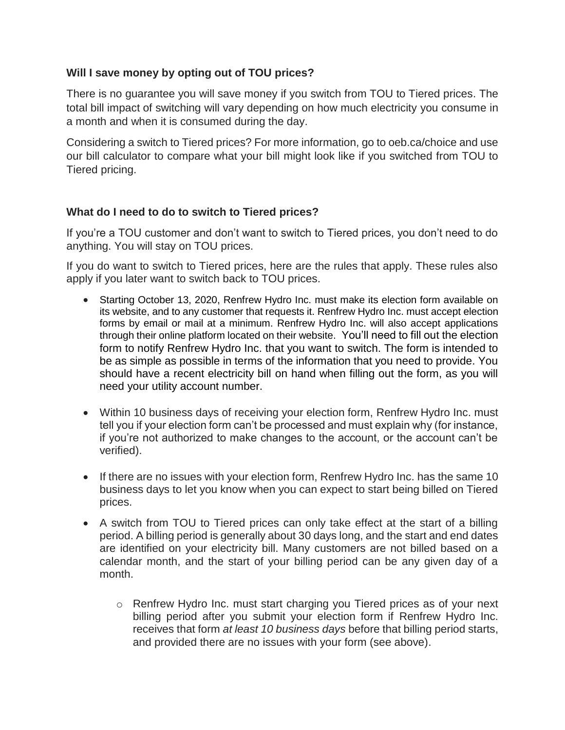**Will I save money by opting out of TOU prices?**

There is no guarantee you will save money if you switch from TOU to Tiered prices. The total bill impact of switching will vary depending on how much electricity you consume in a month and when it is consumed during the day.

Considering a switch to Tiered prices? For more information, go to oeb.ca/choice and use our bill calculator to compare what your bill might look like if you switched from TOU to Tiered pricing.

**What do I need to do to switch to Tiered prices?**

If you're a TOU customer and don't want to switch to Tiered prices, you don't need to do anything. You will stay on TOU prices.

If you do want to switch to Tiered prices, here are the rules that apply. These rules also apply if you later want to switch back to TOU prices.

- Starting October 13, 2020, Renfrew Hydro Inc. must make its election form available on its website, and to any customer that requests it. Renfrew Hydro Inc. must accept election forms by email or mail at a minimum. Renfrew Hydro Inc. will also accept applications through their online platform located on their website. You'll need to fill out the election form to notify Renfrew Hydro Inc. that you want to switch. The form is intended to be as simple as possible in terms of the information that you need to provide. You should have a recent electricity bill on hand when filling out the form, as you will need your utility account number.

- Within 10 business days of receiving your election form, Renfrew Hydro Inc. must tell you if your election form can't be processed and must explain why (for instance, if you're not authorized to make changes to the account, or the account can't be verified).

- If there are no issues with your election form, Renfrew Hydro Inc. has the same 10 business days to let you know when you can expect to start being billed on Tiered prices.

- A switch from TOU to Tiered prices can only take effect at the start of a billing period. A billing period is generally about 30 days long, and the start and end dates are identified on your electricity bill. Many customers are not billed based on a calendar month, and the start of your billing period can be any given day of a month.

    - Renfrew Hydro Inc. must start charging you Tiered prices as of your next billing period after you submit your election form if Renfrew Hydro Inc. receives that form *at least 10 business days* before that billing period starts, and provided there are no issues with your form (see above).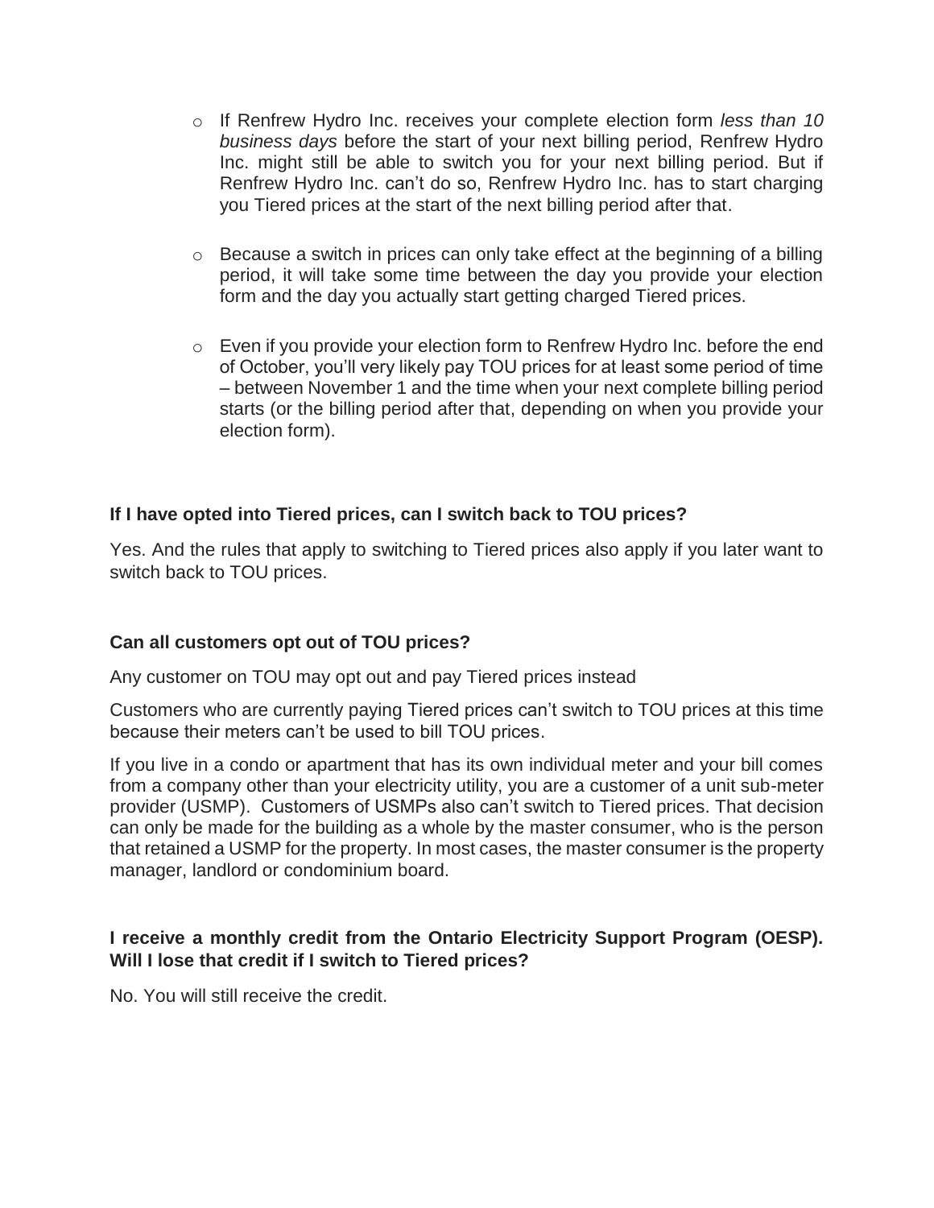- If Renfrew Hydro Inc. receives your complete election form *less than 10 business days* before the start of your next billing period, Renfrew Hydro Inc. might still be able to switch you for your next billing period. But if Renfrew Hydro Inc. can't do so, Renfrew Hydro Inc. has to start charging you Tiered prices at the start of the next billing period after that.

- Because a switch in prices can only take effect at the beginning of a billing period, it will take some time between the day you provide your election form and the day you actually start getting charged Tiered prices.

- Even if you provide your election form to Renfrew Hydro Inc. before the end of October, you'll very likely pay TOU prices for at least some period of time – between November 1 and the time when your next complete billing period starts (or the billing period after that, depending on when you provide your election form).

**If I have opted into Tiered prices, can I switch back to TOU prices?**

Yes. And the rules that apply to switching to Tiered prices also apply if you later want to switch back to TOU prices.

**Can all customers opt out of TOU prices?**

Any customer on TOU may opt out and pay Tiered prices instead

Customers who are currently paying Tiered prices can't switch to TOU prices at this time because their meters can't be used to bill TOU prices.

If you live in a condo or apartment that has its own individual meter and your bill comes from a company other than your electricity utility, you are a customer of a unit sub-meter provider (USMP). Customers of USMPs also can't switch to Tiered prices. That decision can only be made for the building as a whole by the master consumer, who is the person that retained a USMP for the property. In most cases, the master consumer is the property manager, landlord or condominium board.

**I receive a monthly credit from the Ontario Electricity Support Program (OESP). Will I lose that credit if I switch to Tiered prices?**

No. You will still receive the credit.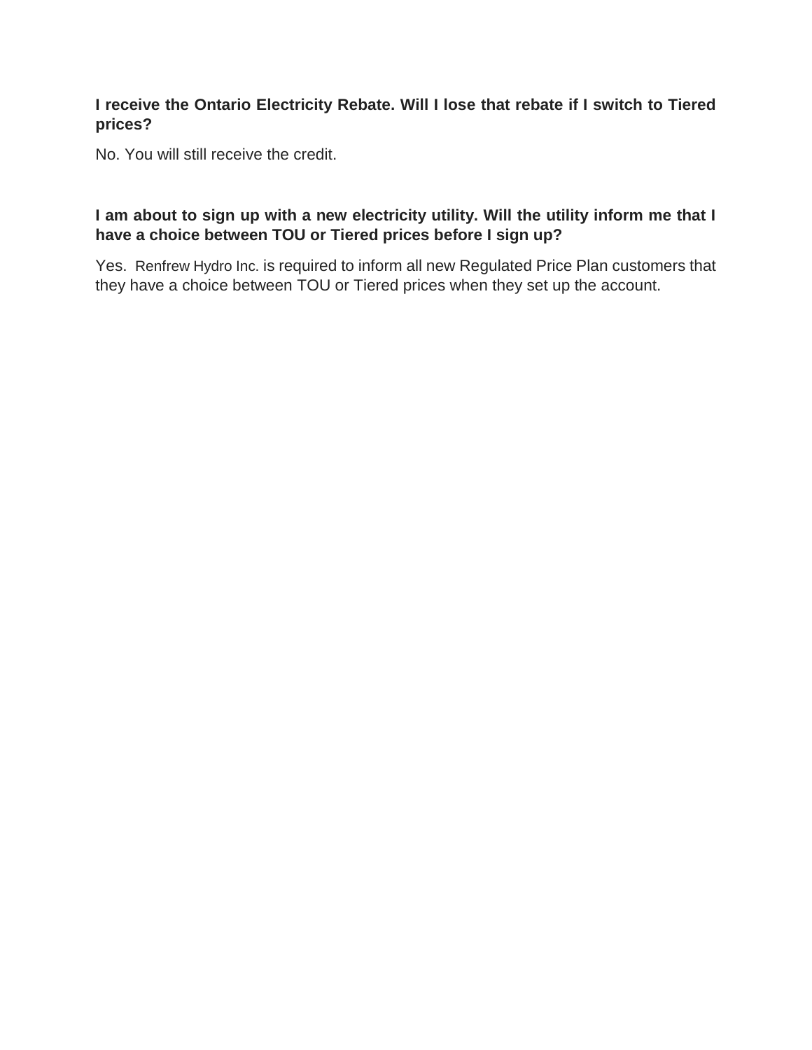**I receive the Ontario Electricity Rebate. Will I lose that rebate if I switch to Tiered prices?**

No. You will still receive the credit.

**I am about to sign up with a new electricity utility. Will the utility inform me that I have a choice between TOU or Tiered prices before I sign up?**

Yes. Renfrew Hydro Inc. is required to inform all new Regulated Price Plan customers that they have a choice between TOU or Tiered prices when they set up the account.